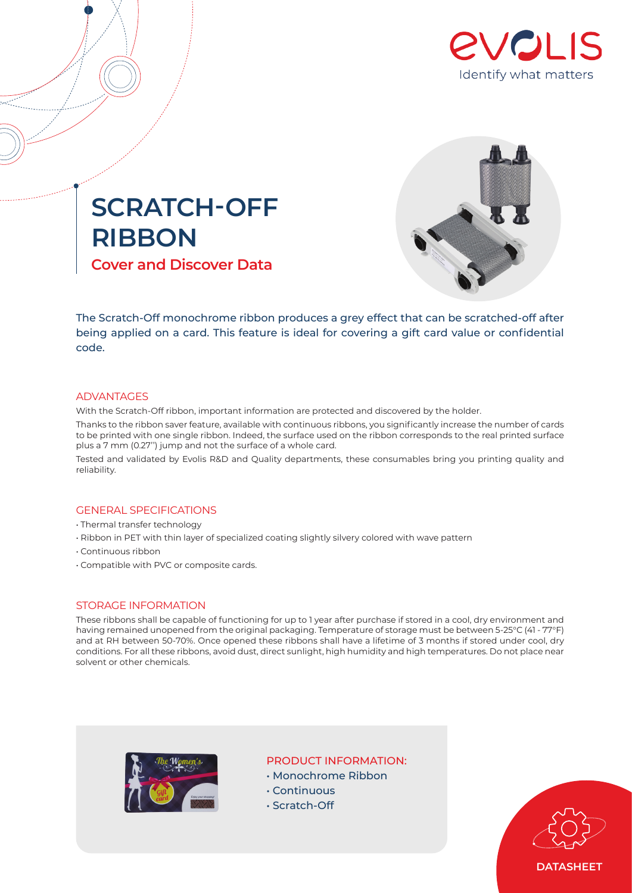evolis
Identify what matters

# SCRATCH-OFF RIBBON

## Cover and Discover Data

The Scratch-Off monochrome ribbon produces a grey effect that can be scratched-off after being applied on a card. This feature is ideal for covering a gift card value or confidential code.

### ADVANTAGES

With the Scratch-Off ribbon, important information are protected and discovered by the holder.

Thanks to the ribbon saver feature, available with continuous ribbons, you significantly increase the number of cards to be printed with one single ribbon. Indeed, the surface used on the ribbon corresponds to the real printed surface plus a 7 mm (0.27'') jump and not the surface of a whole card.

Tested and validated by Evolis R&D and Quality departments, these consumables bring you printing quality and reliability.

### GENERAL SPECIFICATIONS

- Thermal transfer technology
- Ribbon in PET with thin layer of specialized coating slightly silvery colored with wave pattern
- Continuous ribbon
- Compatible with PVC or composite cards.

### STORAGE INFORMATION

These ribbons shall be capable of functioning for up to 1 year after purchase if stored in a cool, dry environment and having remained unopened from the original packaging. Temperature of storage must be between 5-25°C (41 - 77°F) and at RH between 50-70%. Once opened these ribbons shall have a lifetime of 3 months if stored under cool, dry conditions. For all these ribbons, avoid dust, direct sunlight, high humidity and high temperatures. Do not place near solvent or other chemicals.

### PRODUCT INFORMATION:

- Monochrome Ribbon
- Continuous
- Scratch-Off

DATASHEET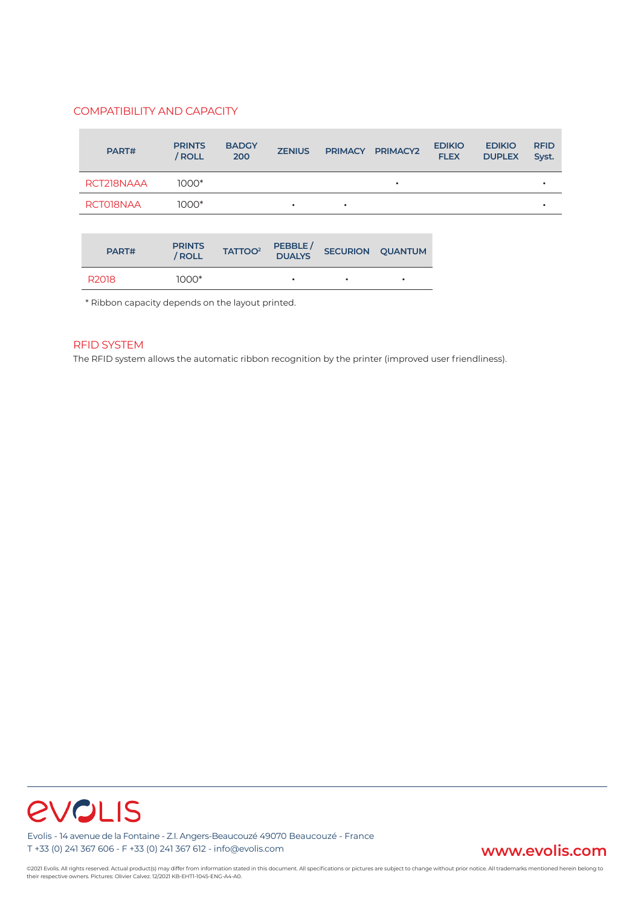## COMPATIBILITY AND CAPACITY

| PART# | PRINTS / ROLL | BADGY 200 | ZENIUS | PRIMACY | PRIMACY2 | EDIKIO FLEX | EDIKIO DUPLEX | RFID Syst. |
|---|---|---|---|---|---|---|---|---|
| RCT218NAAA | 1000* | | | | • | | | • |
| RCT018NAA | 1000* | | • | • | | | | • |

| PART# | PRINTS / ROLL | TATTOO² | PEBBLE / DUALYS | SECURION | QUANTUM |
|---|---|---|---|---|---|
| R2018 | 1000* | | • | • | • |

* Ribbon capacity depends on the layout printed.

## RFID SYSTEM

The RFID system allows the automatic ribbon recognition by the printer (improved user friendliness).

evolis

Evolis - 14 avenue de la Fontaine - Z.I. Angers-Beaucouzé 49070 Beaucouzé - France
T +33 (0) 241 367 606 - F +33 (0) 241 367 612 - info@evolis.com

www.evolis.com

©2021 Evolis. All rights reserved. Actual product(s) may differ from information stated in this document. All specifications or pictures are subject to change without prior notice. All trademarks mentioned herein belong to their respective owners. Pictures: Olivier Calvez. 12/2021 KB-EHT1-1045-ENG-A4-A0.